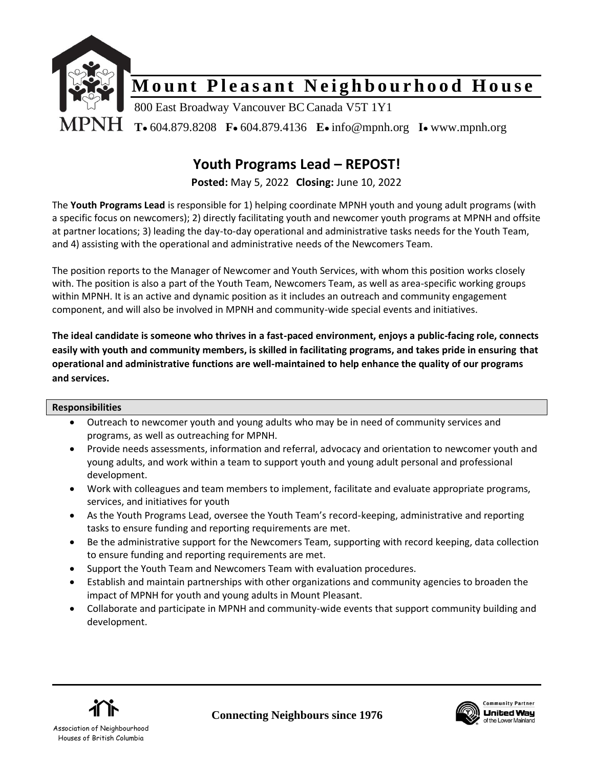# Mount Pleasant Neighbourhood House

800 East Broadway Vancouver BC Canada V5T 1Y1

**T•** 604.879.8208 **F•** 604.879.4136 **E•** info@mpnh.org **I•** www.mpnh.org

## Youth Programs Lead – REPOST!

**Posted:** May 5, 2022 **Closing:** June 10, 2022

The **Youth Programs Lead** is responsible for 1) helping coordinate MPNH youth and young adult programs (with a specific focus on newcomers); 2) directly facilitating youth and newcomer youth programs at MPNH and offsite at partner locations; 3) leading the day-to-day operational and administrative tasks needs for the Youth Team, and 4) assisting with the operational and administrative needs of the Newcomers Team.

The position reports to the Manager of Newcomer and Youth Services, with whom this position works closely with. The position is also a part of the Youth Team, Newcomers Team, as well as area-specific working groups within MPNH. It is an active and dynamic position as it includes an outreach and community engagement component, and will also be involved in MPNH and community-wide special events and initiatives.

**The ideal candidate is someone who thrives in a fast-paced environment, enjoys a public-facing role, connects easily with youth and community members, is skilled in facilitating programs, and takes pride in ensuring that operational and administrative functions are well-maintained to help enhance the quality of our programs and services.**

### Responsibilities

- Outreach to newcomer youth and young adults who may be in need of community services and programs, as well as outreaching for MPNH.
- Provide needs assessments, information and referral, advocacy and orientation to newcomer youth and young adults, and work within a team to support youth and young adult personal and professional development.
- Work with colleagues and team members to implement, facilitate and evaluate appropriate programs, services, and initiatives for youth
- As the Youth Programs Lead, oversee the Youth Team's record-keeping, administrative and reporting tasks to ensure funding and reporting requirements are met.
- Be the administrative support for the Newcomers Team, supporting with record keeping, data collection to ensure funding and reporting requirements are met.
- Support the Youth Team and Newcomers Team with evaluation procedures.
- Establish and maintain partnerships with other organizations and community agencies to broaden the impact of MPNH for youth and young adults in Mount Pleasant.
- Collaborate and participate in MPNH and community-wide events that support community building and development.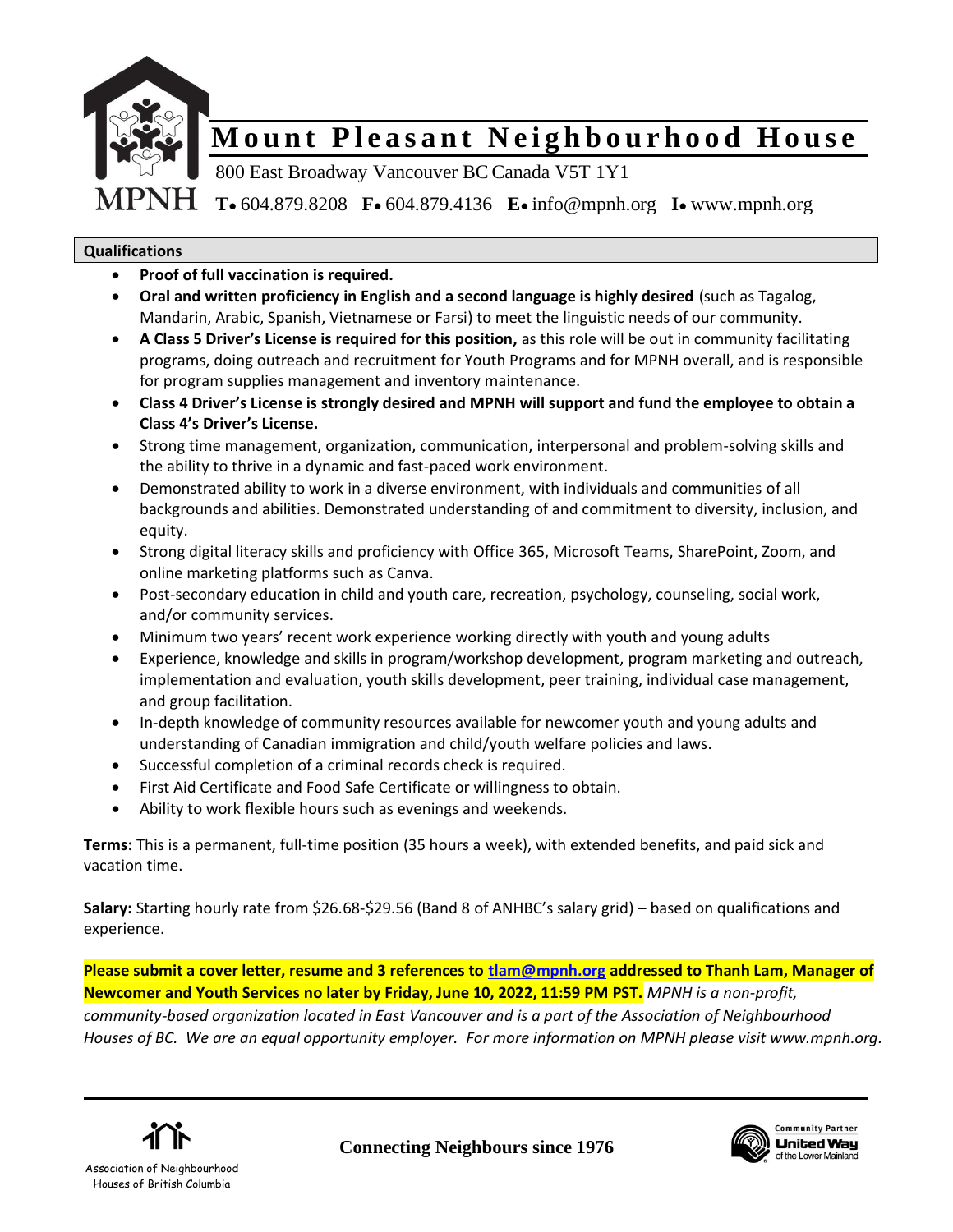# Mount Pleasant Neighbourhood House

800 East Broadway Vancouver BC Canada V5T 1Y1

**T•** 604.879.8208 **F•** 604.879.4136 **E•** info@mpnh.org **I•** www.mpnh.org

## Qualifications

- **Proof of full vaccination is required.**
- **Oral and written proficiency in English and a second language is highly desired** (such as Tagalog, Mandarin, Arabic, Spanish, Vietnamese or Farsi) to meet the linguistic needs of our community.
- **A Class 5 Driver's License is required for this position,** as this role will be out in community facilitating programs, doing outreach and recruitment for Youth Programs and for MPNH overall, and is responsible for program supplies management and inventory maintenance.
- **Class 4 Driver's License is strongly desired and MPNH will support and fund the employee to obtain a Class 4's Driver's License.**
- Strong time management, organization, communication, interpersonal and problem-solving skills and the ability to thrive in a dynamic and fast-paced work environment.
- Demonstrated ability to work in a diverse environment, with individuals and communities of all backgrounds and abilities. Demonstrated understanding of and commitment to diversity, inclusion, and equity.
- Strong digital literacy skills and proficiency with Office 365, Microsoft Teams, SharePoint, Zoom, and online marketing platforms such as Canva.
- Post-secondary education in child and youth care, recreation, psychology, counseling, social work, and/or community services.
- Minimum two years' recent work experience working directly with youth and young adults
- Experience, knowledge and skills in program/workshop development, program marketing and outreach, implementation and evaluation, youth skills development, peer training, individual case management, and group facilitation.
- In-depth knowledge of community resources available for newcomer youth and young adults and understanding of Canadian immigration and child/youth welfare policies and laws.
- Successful completion of a criminal records check is required.
- First Aid Certificate and Food Safe Certificate or willingness to obtain.
- Ability to work flexible hours such as evenings and weekends.

**Terms:** This is a permanent, full-time position (35 hours a week), with extended benefits, and paid sick and vacation time.

**Salary:** Starting hourly rate from $26.68-$29.56 (Band 8 of ANHBC's salary grid) – based on qualifications and experience.

**Please submit a cover letter, resume and 3 references to tlam@mpnh.org addressed to Thanh Lam, Manager of Newcomer and Youth Services no later by Friday, June 10, 2022, 11:59 PM PST.** *MPNH is a non-profit, community-based organization located in East Vancouver and is a part of the Association of Neighbourhood Houses of BC. We are an equal opportunity employer. For more information on MPNH please visit www.mpnh.org.*

Association of Neighbourhood Houses of British Columbia

**Connecting Neighbours since 1976**

Community Partner United Way of the Lower Mainland